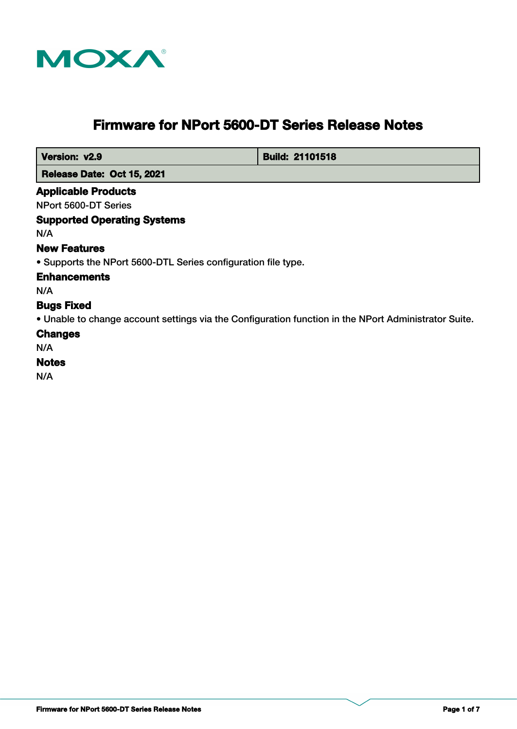MOXA

# Firmware for NPort 5600-DT Series Release Notes

| Version: v2.9 | Build: 21101518 |
| --- | --- |
| Release Date: Oct 15, 2021 | |

### Applicable Products

NPort 5600-DT Series

### Supported Operating Systems

N/A

### New Features

- Supports the NPort 5600-DTL Series configuration file type.

### Enhancements

N/A

### Bugs Fixed

- Unable to change account settings via the Configuration function in the NPort Administrator Suite.

### Changes

N/A

### Notes

N/A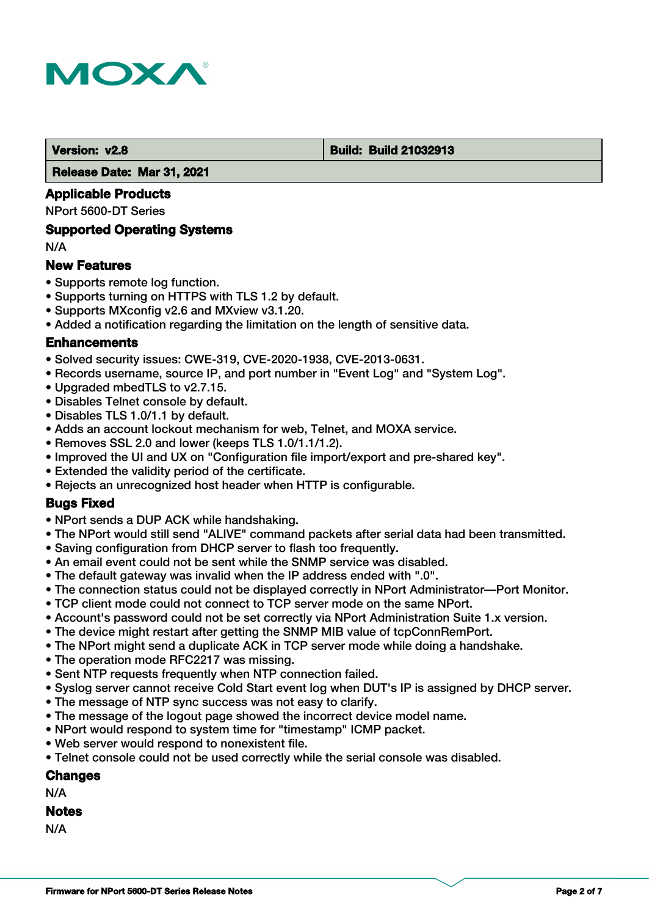| Version: v2.8 | Build: Build 21032913 |
| --- | --- |
| Release Date: Mar 31, 2021 | |

### Applicable Products

NPort 5600-DT Series

### Supported Operating Systems

N/A

### New Features

- Supports remote log function.
- Supports turning on HTTPS with TLS 1.2 by default.
- Supports MXconfig v2.6 and MXview v3.1.20.
- Added a notification regarding the limitation on the length of sensitive data.

### Enhancements

- Solved security issues: CWE-319, CVE-2020-1938, CVE-2013-0631.
- Records username, source IP, and port number in "Event Log" and "System Log".
- Upgraded mbedTLS to v2.7.15.
- Disables Telnet console by default.
- Disables TLS 1.0/1.1 by default.
- Adds an account lockout mechanism for web, Telnet, and MOXA service.
- Removes SSL 2.0 and lower (keeps TLS 1.0/1.1/1.2).
- Improved the UI and UX on "Configuration file import/export and pre-shared key".
- Extended the validity period of the certificate.
- Rejects an unrecognized host header when HTTP is configurable.

### Bugs Fixed

- NPort sends a DUP ACK while handshaking.
- The NPort would still send "ALIVE" command packets after serial data had been transmitted.
- Saving configuration from DHCP server to flash too frequently.
- An email event could not be sent while the SNMP service was disabled.
- The default gateway was invalid when the IP address ended with ".0".
- The connection status could not be displayed correctly in NPort Administrator—Port Monitor.
- TCP client mode could not connect to TCP server mode on the same NPort.
- Account's password could not be set correctly via NPort Administration Suite 1.x version.
- The device might restart after getting the SNMP MIB value of tcpConnRemPort.
- The NPort might send a duplicate ACK in TCP server mode while doing a handshake.
- The operation mode RFC2217 was missing.
- Sent NTP requests frequently when NTP connection failed.
- Syslog server cannot receive Cold Start event log when DUT's IP is assigned by DHCP server.
- The message of NTP sync success was not easy to clarify.
- The message of the logout page showed the incorrect device model name.
- NPort would respond to system time for "timestamp" ICMP packet.
- Web server would respond to nonexistent file.
- Telnet console could not be used correctly while the serial console was disabled.

### Changes

N/A

### Notes

N/A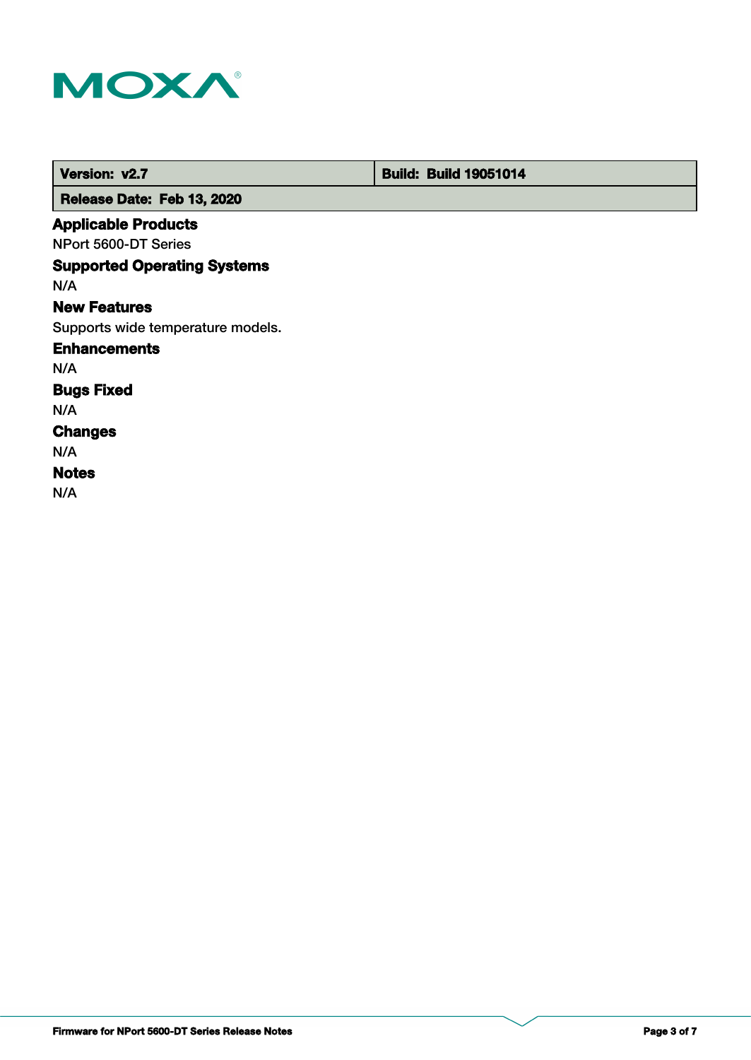| Version: v2.7 | Build: Build 19051014 |
| --- | --- |
| Release Date: Feb 13, 2020 | |

### Applicable Products

NPort 5600-DT Series

### Supported Operating Systems

N/A

### New Features

Supports wide temperature models.

### Enhancements

N/A

### Bugs Fixed

N/A

### Changes

N/A

### Notes

N/A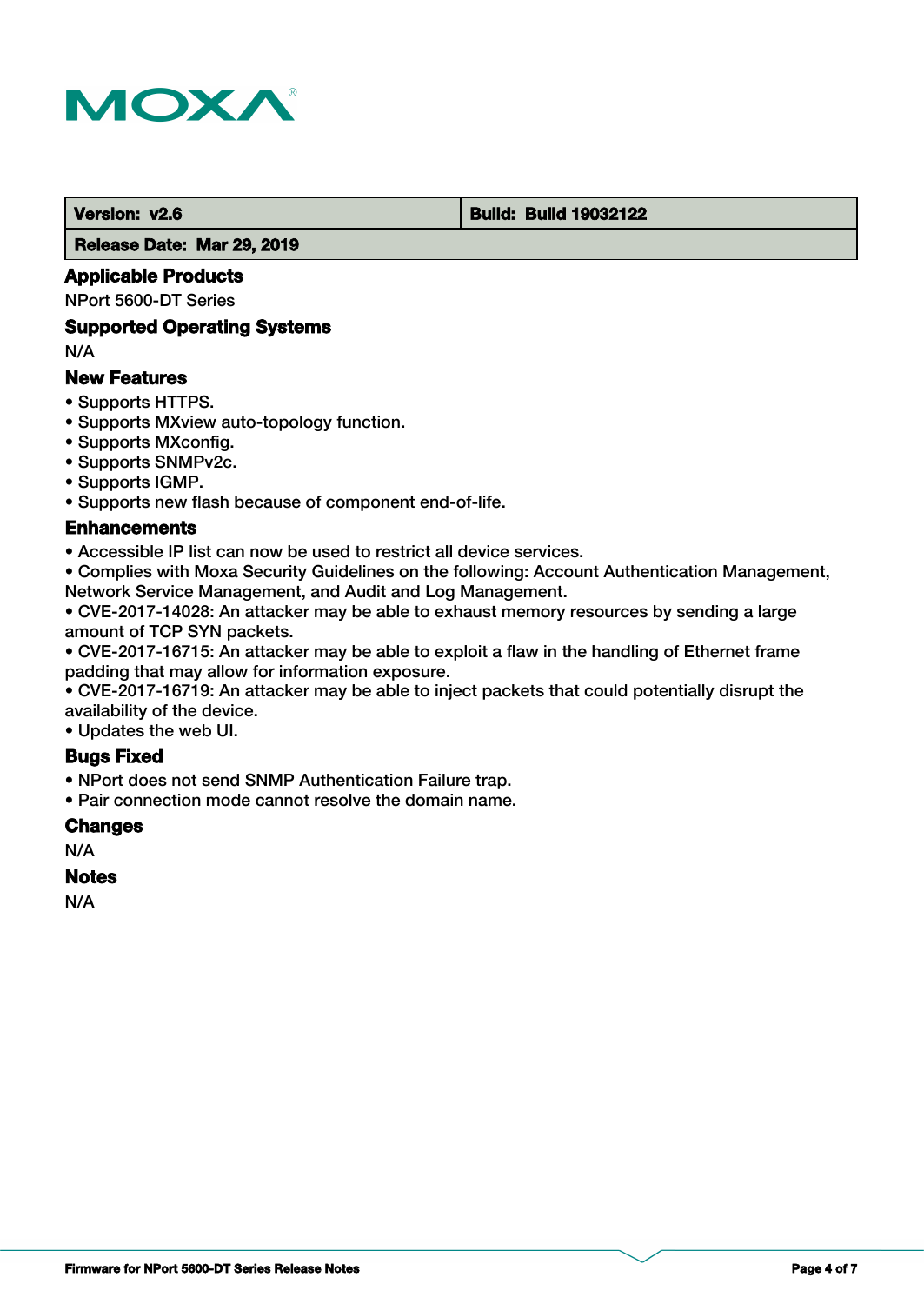| Version: v2.6 | Build: Build 19032122 |
| --- | --- |
| Release Date: Mar 29, 2019 | |

### Applicable Products

NPort 5600-DT Series

### Supported Operating Systems

N/A

### New Features

- Supports HTTPS.
- Supports MXview auto-topology function.
- Supports MXconfig.
- Supports SNMPv2c.
- Supports IGMP.
- Supports new flash because of component end-of-life.

### Enhancements

- Accessible IP list can now be used to restrict all device services.
- Complies with Moxa Security Guidelines on the following: Account Authentication Management, Network Service Management, and Audit and Log Management.
- CVE-2017-14028: An attacker may be able to exhaust memory resources by sending a large amount of TCP SYN packets.
- CVE-2017-16715: An attacker may be able to exploit a flaw in the handling of Ethernet frame padding that may allow for information exposure.
- CVE-2017-16719: An attacker may be able to inject packets that could potentially disrupt the availability of the device.
- Updates the web UI.

### Bugs Fixed

- NPort does not send SNMP Authentication Failure trap.
- Pair connection mode cannot resolve the domain name.

### Changes

N/A

### Notes

N/A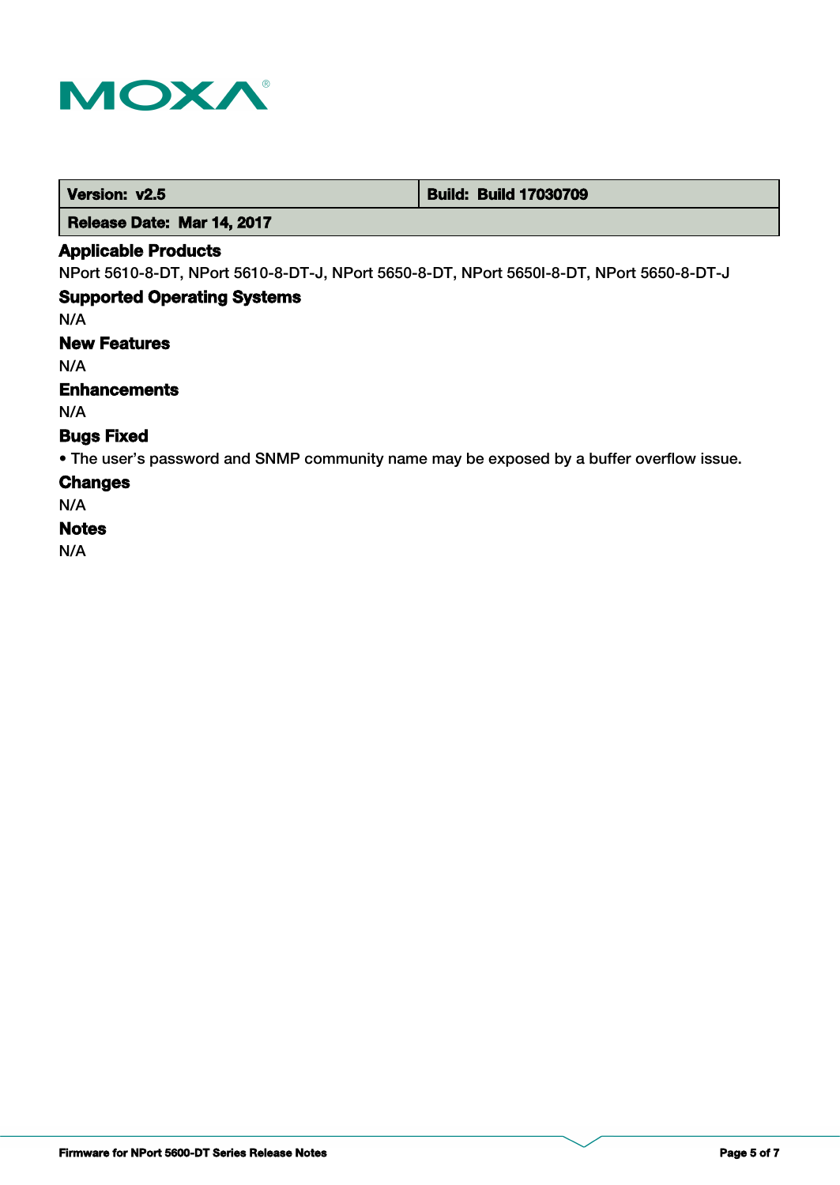| Version: v2.5 | Build: Build 17030709 |
| --- | --- |
| Release Date: Mar 14, 2017 | |

### Applicable Products

NPort 5610-8-DT, NPort 5610-8-DT-J, NPort 5650-8-DT, NPort 5650I-8-DT, NPort 5650-8-DT-J

### Supported Operating Systems

N/A

### New Features

N/A

### Enhancements

N/A

### Bugs Fixed

- The user’s password and SNMP community name may be exposed by a buffer overflow issue.

### Changes

N/A

### Notes

N/A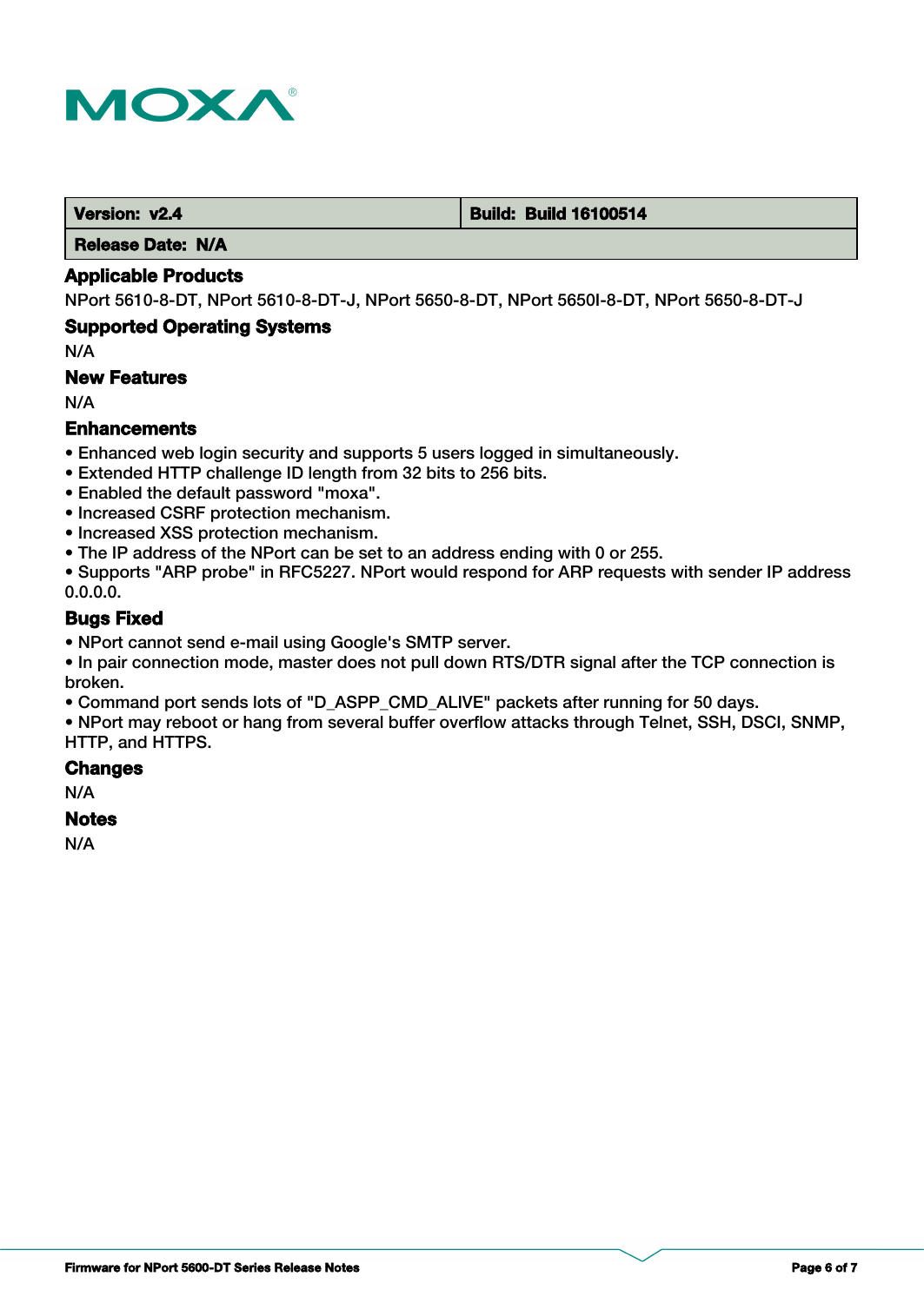| Version: v2.4 | Build: Build 16100514 |
|---|---|
| Release Date: N/A | |

### Applicable Products

NPort 5610-8-DT, NPort 5610-8-DT-J, NPort 5650-8-DT, NPort 5650I-8-DT, NPort 5650-8-DT-J

### Supported Operating Systems

N/A

### New Features

N/A

### Enhancements

- Enhanced web login security and supports 5 users logged in simultaneously.
- Extended HTTP challenge ID length from 32 bits to 256 bits.
- Enabled the default password "moxa".
- Increased CSRF protection mechanism.
- Increased XSS protection mechanism.
- The IP address of the NPort can be set to an address ending with 0 or 255.
- Supports "ARP probe" in RFC5227. NPort would respond for ARP requests with sender IP address 0.0.0.0.

### Bugs Fixed

- NPort cannot send e-mail using Google's SMTP server.
- In pair connection mode, master does not pull down RTS/DTR signal after the TCP connection is broken.
- Command port sends lots of "D_ASPP_CMD_ALIVE" packets after running for 50 days.
- NPort may reboot or hang from several buffer overflow attacks through Telnet, SSH, DSCI, SNMP, HTTP, and HTTPS.

### Changes

N/A

### Notes

N/A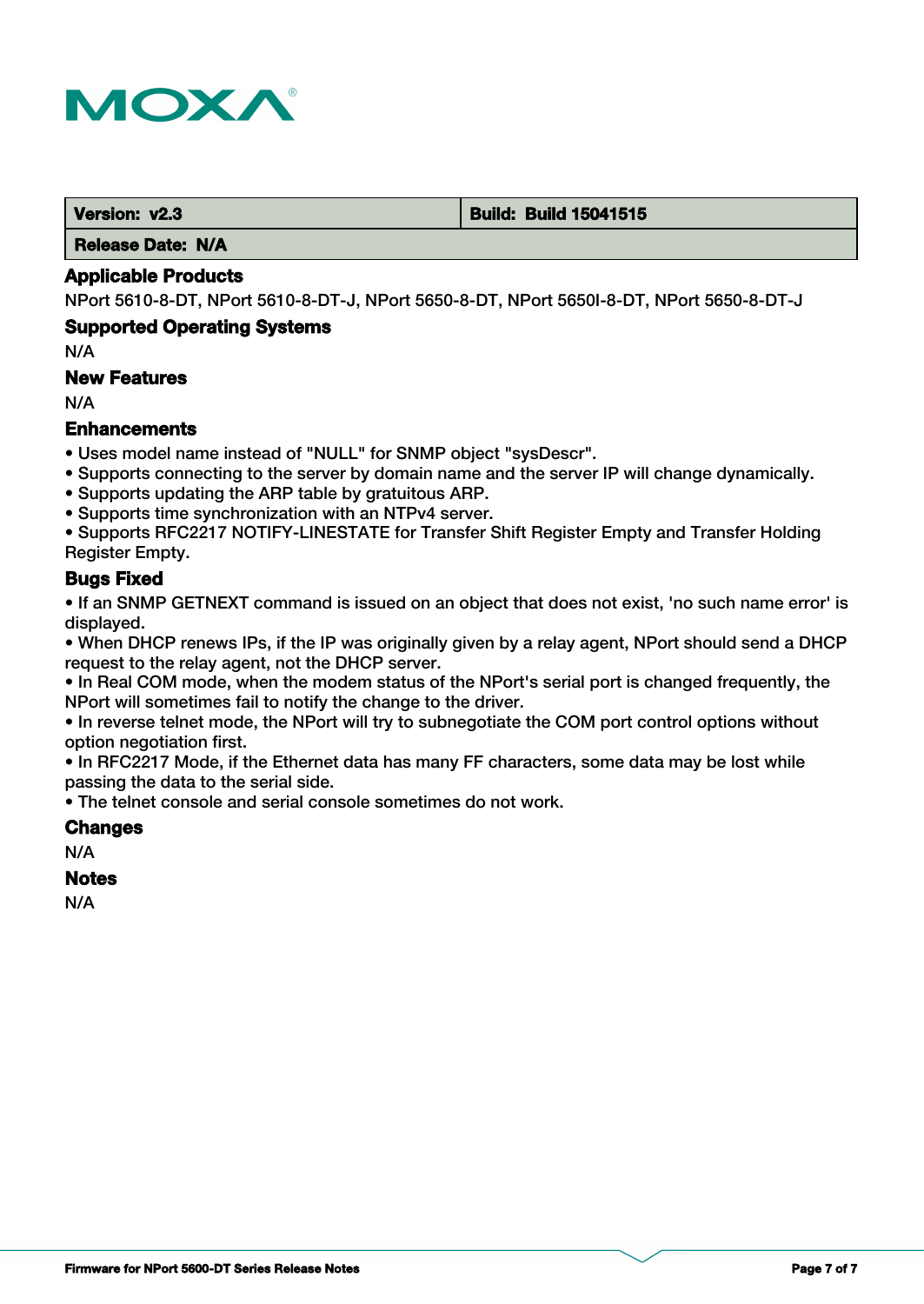| Version: v2.3 | Build: Build 15041515 |
| --- | --- |
| Release Date: N/A | |

### Applicable Products

NPort 5610-8-DT, NPort 5610-8-DT-J, NPort 5650-8-DT, NPort 5650I-8-DT, NPort 5650-8-DT-J

### Supported Operating Systems

N/A

### New Features

N/A

### Enhancements

- Uses model name instead of "NULL" for SNMP object "sysDescr".
- Supports connecting to the server by domain name and the server IP will change dynamically.
- Supports updating the ARP table by gratuitous ARP.
- Supports time synchronization with an NTPv4 server.
- Supports RFC2217 NOTIFY-LINESTATE for Transfer Shift Register Empty and Transfer Holding Register Empty.

### Bugs Fixed

- If an SNMP GETNEXT command is issued on an object that does not exist, 'no such name error' is displayed.
- When DHCP renews IPs, if the IP was originally given by a relay agent, NPort should send a DHCP request to the relay agent, not the DHCP server.
- In Real COM mode, when the modem status of the NPort's serial port is changed frequently, the NPort will sometimes fail to notify the change to the driver.
- In reverse telnet mode, the NPort will try to subnegotiate the COM port control options without option negotiation first.
- In RFC2217 Mode, if the Ethernet data has many FF characters, some data may be lost while passing the data to the serial side.
- The telnet console and serial console sometimes do not work.

### Changes

N/A

### Notes

N/A